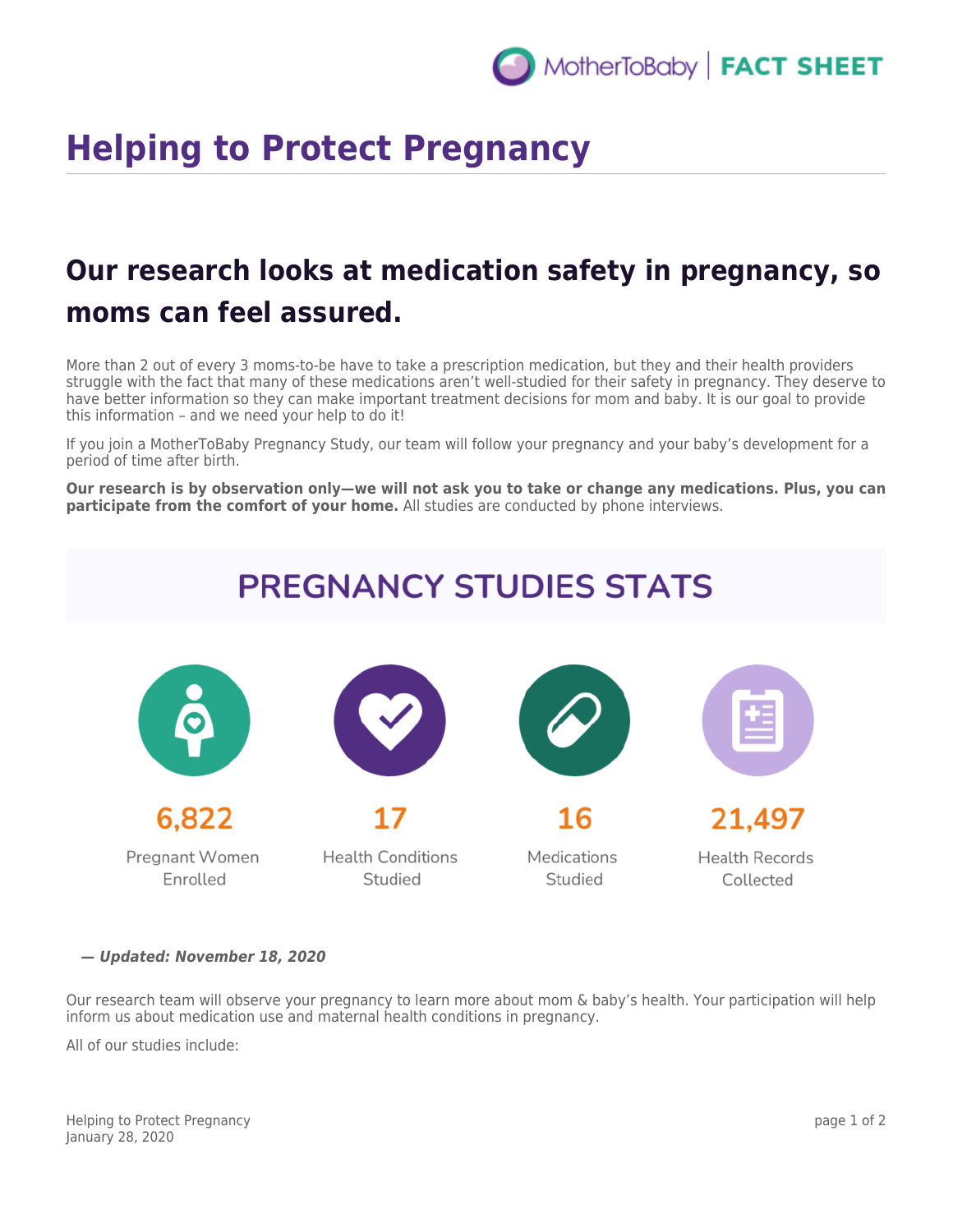# Helping to Protect Pregnancy

## Our research looks at medication safety in pregnancy, so moms can feel assured.

More than 2 out of every 3 moms-to-be have to take a prescription medication, but they and their health providers struggle with the fact that many of these medications aren't well-studied for their safety in pregnancy. They deserve to have better information so they can make important treatment decisions for mom and baby. It is our goal to provide this information – and we need your help to do it!

If you join a MotherToBaby Pregnancy Study, our team will follow your pregnancy and your baby's development for a period of time after birth.

**Our research is by observation only—we will not ask you to take or change any medications. Plus, you can participate from the comfort of your home.** All studies are conducted by phone interviews.

## PREGNANCY STUDIES STATS

**6,822**
Pregnant Women Enrolled

**17**
Health Conditions Studied

**16**
Medications Studied

**21,497**
Health Records Collected

***— Updated: November 18, 2020***

Our research team will observe your pregnancy to learn more about mom & baby's health. Your participation will help inform us about medication use and maternal health conditions in pregnancy.

All of our studies include: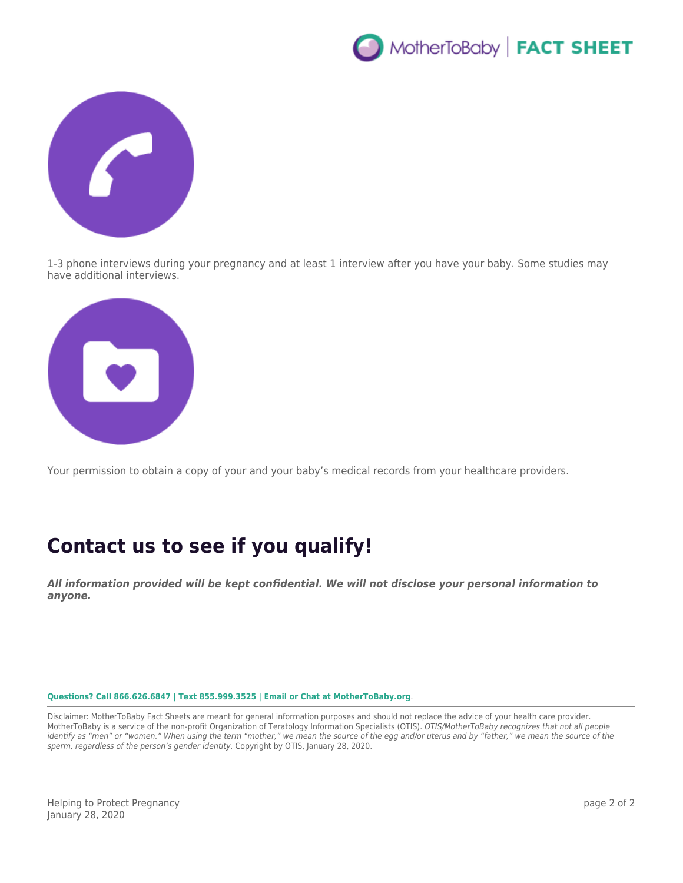1-3 phone interviews during your pregnancy and at least 1 interview after you have your baby. Some studies may have additional interviews.

Your permission to obtain a copy of your and your baby's medical records from your healthcare providers.

## Contact us to see if you qualify!

***All information provided will be kept confidential. We will not disclose your personal information to anyone.***

**Questions? Call 866.626.6847 | Text 855.999.3525 | Email or Chat at MotherToBaby.org**.

Disclaimer: MotherToBaby Fact Sheets are meant for general information purposes and should not replace the advice of your health care provider. MotherToBaby is a service of the non-profit Organization of Teratology Information Specialists (OTIS). *OTIS/MotherToBaby recognizes that not all people identify as "men" or "women." When using the term "mother," we mean the source of the egg and/or uterus and by "father," we mean the source of the sperm, regardless of the person's gender identity*. Copyright by OTIS, January 28, 2020.